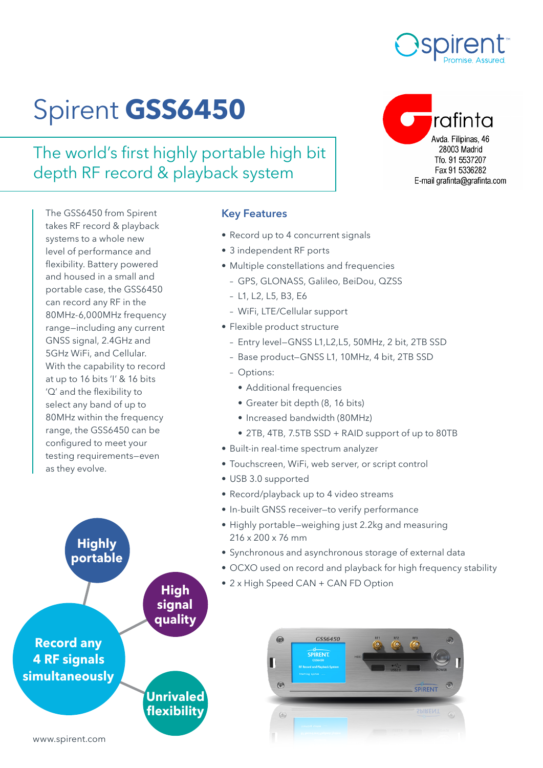# Spirent **GSS6450**

## The world's first highly portable high bit depth RF record & playback system

Grafinta
Avda. Filipinas, 46
28003 Madrid
Tfo. 91 5537207
Fax 91 5336282
E-mail grafinta@grafinta.com

The GSS6450 from Spirent takes RF record & playback systems to a whole new level of performance and flexibility. Battery powered and housed in a small and portable case, the GSS6450 can record any RF in the 80MHz-6,000MHz frequency range—including any current GNSS signal, 2.4GHz and 5GHz WiFi, and Cellular. With the capability to record at up to 16 bits 'I' & 16 bits 'Q' and the flexibility to select any band of up to 80MHz within the frequency range, the GSS6450 can be configured to meet your testing requirements—even as they evolve.

### Key Features

- Record up to 4 concurrent signals
- 3 independent RF ports
- Multiple constellations and frequencies
  - GPS, GLONASS, Galileo, BeiDou, QZSS
  - L1, L2, L5, B3, E6
  - WiFi, LTE/Cellular support
- Flexible product structure
  - Entry level—GNSS L1,L2,L5, 50MHz, 2 bit, 2TB SSD
  - Base product—GNSS L1, 10MHz, 4 bit, 2TB SSD
  - Options:
    - Additional frequencies
    - Greater bit depth (8, 16 bits)
    - Increased bandwidth (80MHz)
    - 2TB, 4TB, 7.5TB SSD + RAID support of up to 80TB
- Built-in real-time spectrum analyzer
- Touchscreen, WiFi, web server, or script control
- USB 3.0 supported
- Record/playback up to 4 video streams
- In-built GNSS receiver—to verify performance
- Highly portable—weighing just 2.2kg and measuring 216 x 200 x 76 mm
- Synchronous and asynchronous storage of external data
- OCXO used on record and playback for high frequency stability
- 2 x High Speed CAN + CAN FD Option

**Highly portable**

**High signal quality**

**Record any 4 RF signals simultaneously**

**Unrivaled flexibility**

www.spirent.com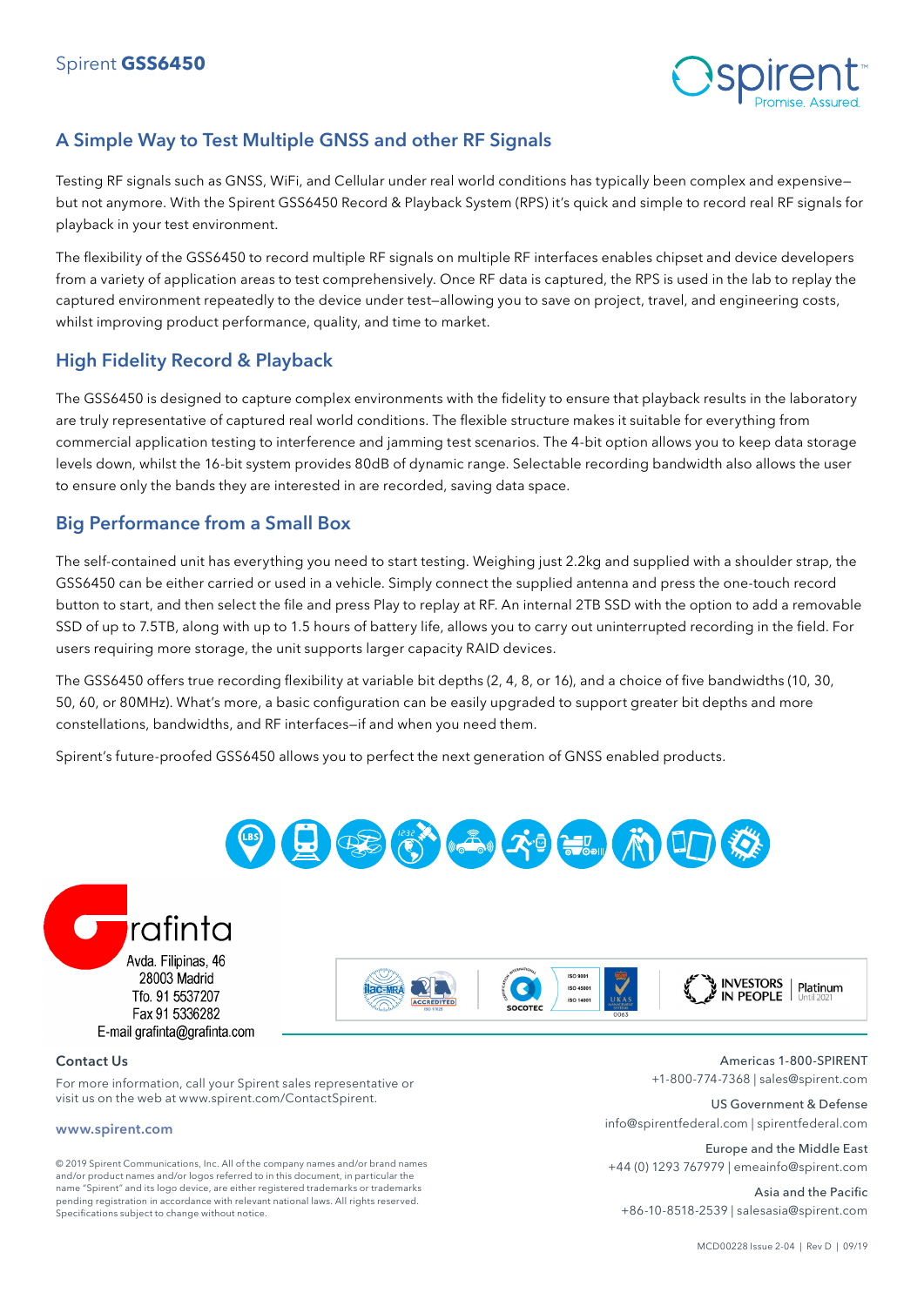## A Simple Way to Test Multiple GNSS and other RF Signals

Testing RF signals such as GNSS, WiFi, and Cellular under real world conditions has typically been complex and expensive—but not anymore. With the Spirent GSS6450 Record & Playback System (RPS) it's quick and simple to record real RF signals for playback in your test environment.

The flexibility of the GSS6450 to record multiple RF signals on multiple RF interfaces enables chipset and device developers from a variety of application areas to test comprehensively. Once RF data is captured, the RPS is used in the lab to replay the captured environment repeatedly to the device under test—allowing you to save on project, travel, and engineering costs, whilst improving product performance, quality, and time to market.

## High Fidelity Record & Playback

The GSS6450 is designed to capture complex environments with the fidelity to ensure that playback results in the laboratory are truly representative of captured real world conditions. The flexible structure makes it suitable for everything from commercial application testing to interference and jamming test scenarios. The 4-bit option allows you to keep data storage levels down, whilst the 16-bit system provides 80dB of dynamic range. Selectable recording bandwidth also allows the user to ensure only the bands they are interested in are recorded, saving data space.

## Big Performance from a Small Box

The self-contained unit has everything you need to start testing. Weighing just 2.2kg and supplied with a shoulder strap, the GSS6450 can be either carried or used in a vehicle. Simply connect the supplied antenna and press the one-touch record button to start, and then select the file and press Play to replay at RF. An internal 2TB SSD with the option to add a removable SSD of up to 7.5TB, along with up to 1.5 hours of battery life, allows you to carry out uninterrupted recording in the field. For users requiring more storage, the unit supports larger capacity RAID devices.

The GSS6450 offers true recording flexibility at variable bit depths (2, 4, 8, or 16), and a choice of five bandwidths (10, 30, 50, 60, or 80MHz). What's more, a basic configuration can be easily upgraded to support greater bit depths and more constellations, bandwidths, and RF interfaces—if and when you need them.

Spirent's future-proofed GSS6450 allows you to perfect the next generation of GNSS enabled products.

Grafinta
Avda. Filipinas, 46
28003 Madrid
Tfo. 91 5537207
Fax 91 5336282
E-mail grafinta@grafinta.com

**Contact Us**

For more information, call your Spirent sales representative or visit us on the web at www.spirent.com/ContactSpirent.

**www.spirent.com**

© 2019 Spirent Communications, Inc. All of the company names and/or brand names and/or product names and/or logos referred to in this document, in particular the name "Spirent" and its logo device, are either registered trademarks or trademarks pending registration in accordance with relevant national laws. All rights reserved. Specifications subject to change without notice.

Americas 1-800-SPIRENT
+1-800-774-7368 | sales@spirent.com

US Government & Defense
info@spirentfederal.com | spirentfederal.com

Europe and the Middle East
+44 (0) 1293 767979 | emeainfo@spirent.com

Asia and the Pacific
+86-10-8518-2539 | salesasia@spirent.com

MCD00228 Issue 2-04 | Rev D | 09/19